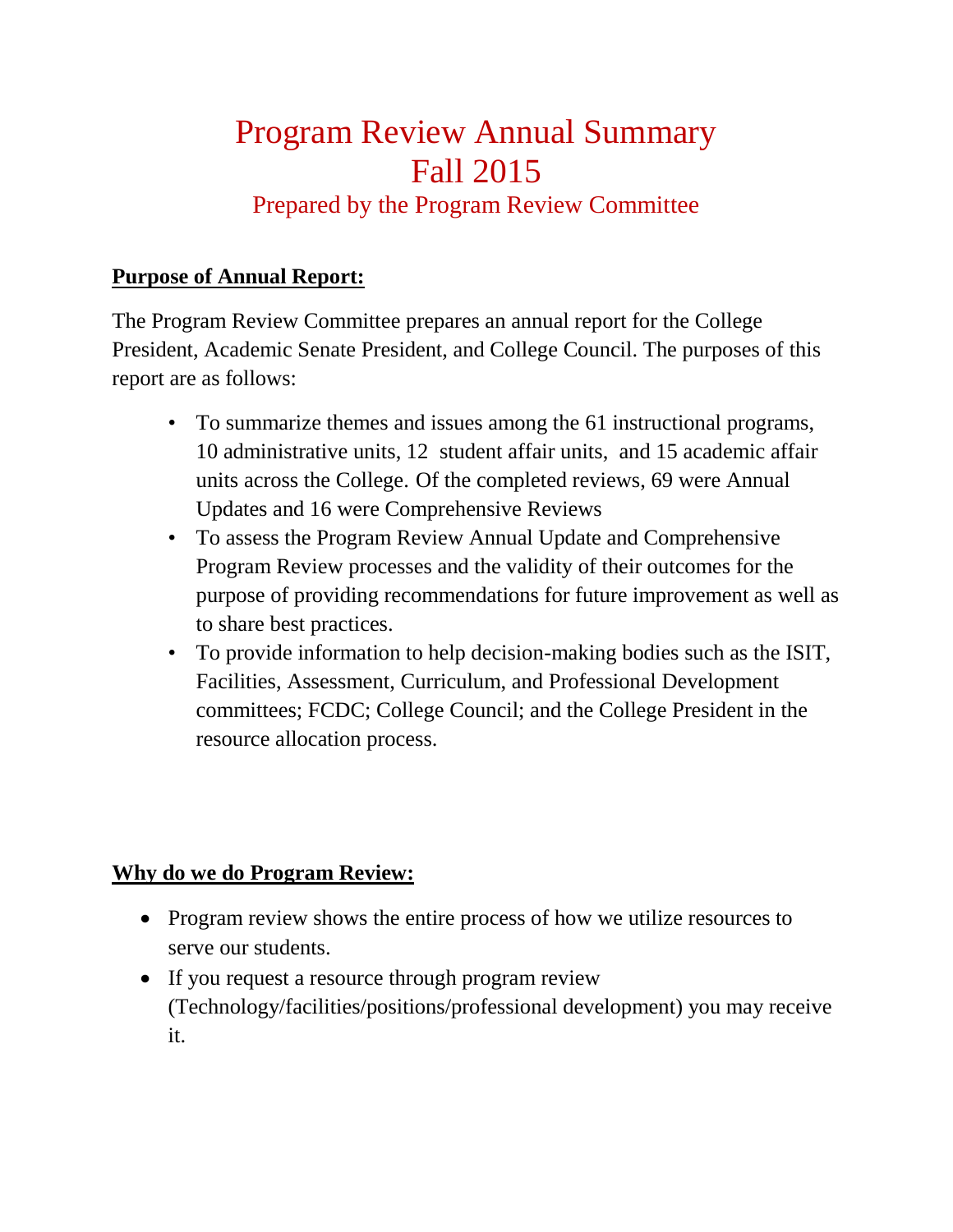# Program Review Annual Summary
# Fall 2015
## Prepared by the Program Review Committee

**Purpose of Annual Report:**

The Program Review Committee prepares an annual report for the College President, Academic Senate President, and College Council. The purposes of this report are as follows:

- To summarize themes and issues among the 61 instructional programs, 10 administrative units, 12 student affair units, and 15 academic affair units across the College. Of the completed reviews, 69 were Annual Updates and 16 were Comprehensive Reviews
- To assess the Program Review Annual Update and Comprehensive Program Review processes and the validity of their outcomes for the purpose of providing recommendations for future improvement as well as to share best practices.
- To provide information to help decision-making bodies such as the ISIT, Facilities, Assessment, Curriculum, and Professional Development committees; FCDC; College Council; and the College President in the resource allocation process.

**Why do we do Program Review:**

- Program review shows the entire process of how we utilize resources to serve our students.
- If you request a resource through program review (Technology/facilities/positions/professional development) you may receive it.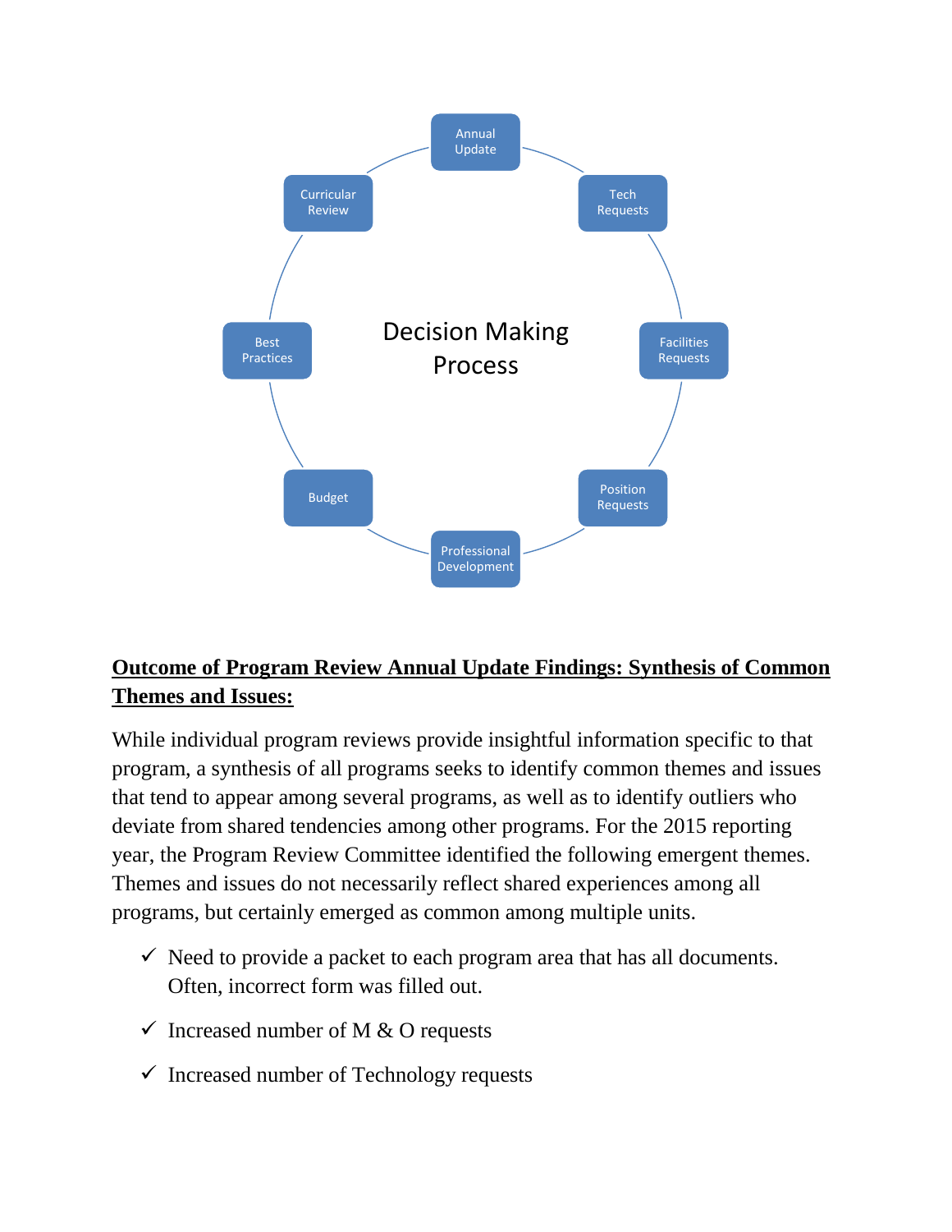Decision Making Process

- Annual Update
- Tech Requests
- Facilities Requests
- Position Requests
- Professional Development
- Budget
- Best Practices
- Curricular Review

**Outcome of Program Review Annual Update Findings: Synthesis of Common Themes and Issues:**

While individual program reviews provide insightful information specific to that program, a synthesis of all programs seeks to identify common themes and issues that tend to appear among several programs, as well as to identify outliers who deviate from shared tendencies among other programs. For the 2015 reporting year, the Program Review Committee identified the following emergent themes. Themes and issues do not necessarily reflect shared experiences among all programs, but certainly emerged as common among multiple units.

- ✓ Need to provide a packet to each program area that has all documents. Often, incorrect form was filled out.
- ✓ Increased number of M & O requests
- ✓ Increased number of Technology requests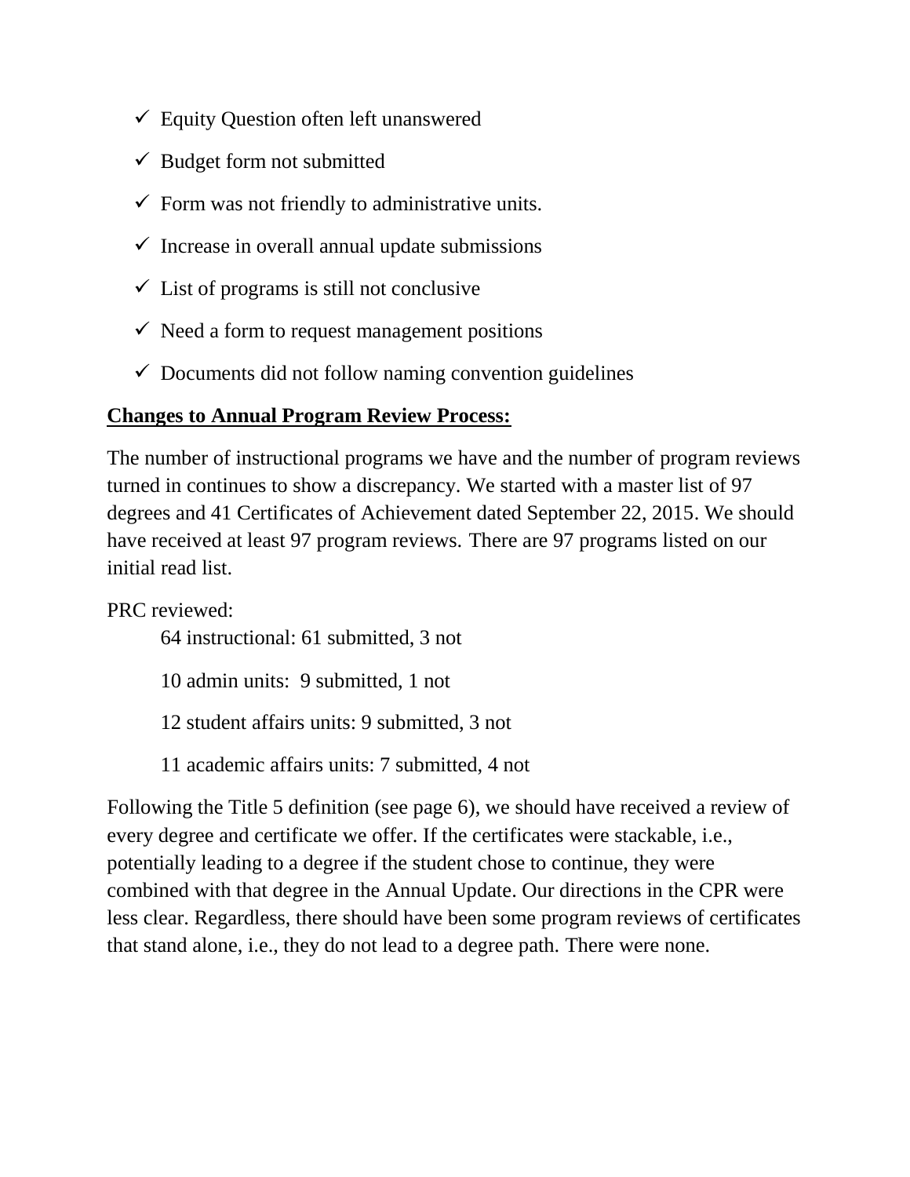- ✓ Equity Question often left unanswered
- ✓ Budget form not submitted
- ✓ Form was not friendly to administrative units.
- ✓ Increase in overall annual update submissions
- ✓ List of programs is still not conclusive
- ✓ Need a form to request management positions
- ✓ Documents did not follow naming convention guidelines

**<u>Changes to Annual Program Review Process:</u>**

The number of instructional programs we have and the number of program reviews turned in continues to show a discrepancy. We started with a master list of 97 degrees and 41 Certificates of Achievement dated September 22, 2015. We should have received at least 97 program reviews. There are 97 programs listed on our initial read list.

PRC reviewed:

64 instructional: 61 submitted, 3 not

10 admin units: 9 submitted, 1 not

12 student affairs units: 9 submitted, 3 not

11 academic affairs units: 7 submitted, 4 not

Following the Title 5 definition (see page 6), we should have received a review of every degree and certificate we offer. If the certificates were stackable, i.e., potentially leading to a degree if the student chose to continue, they were combined with that degree in the Annual Update. Our directions in the CPR were less clear. Regardless, there should have been some program reviews of certificates that stand alone, i.e., they do not lead to a degree path. There were none.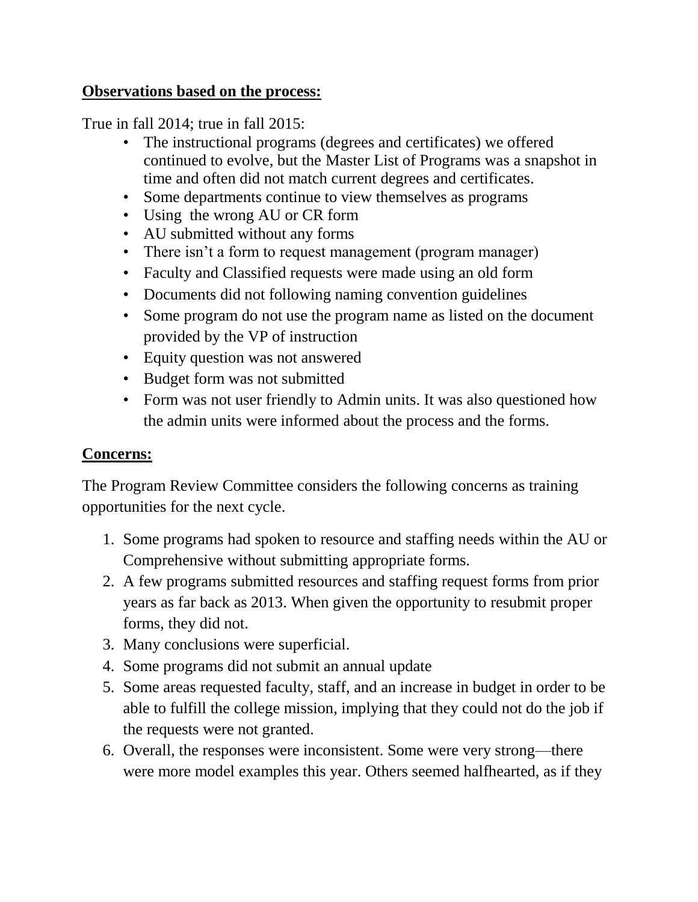**Observations based on the process:**

True in fall 2014; true in fall 2015:

- The instructional programs (degrees and certificates) we offered continued to evolve, but the Master List of Programs was a snapshot in time and often did not match current degrees and certificates.
- Some departments continue to view themselves as programs
- Using the wrong AU or CR form
- AU submitted without any forms
- There isn't a form to request management (program manager)
- Faculty and Classified requests were made using an old form
- Documents did not following naming convention guidelines
- Some program do not use the program name as listed on the document provided by the VP of instruction
- Equity question was not answered
- Budget form was not submitted
- Form was not user friendly to Admin units. It was also questioned how the admin units were informed about the process and the forms.

**Concerns:**

The Program Review Committee considers the following concerns as training opportunities for the next cycle.

1. Some programs had spoken to resource and staffing needs within the AU or Comprehensive without submitting appropriate forms.
2. A few programs submitted resources and staffing request forms from prior years as far back as 2013. When given the opportunity to resubmit proper forms, they did not.
3. Many conclusions were superficial.
4. Some programs did not submit an annual update
5. Some areas requested faculty, staff, and an increase in budget in order to be able to fulfill the college mission, implying that they could not do the job if the requests were not granted.
6. Overall, the responses were inconsistent. Some were very strong—there were more model examples this year. Others seemed halfhearted, as if they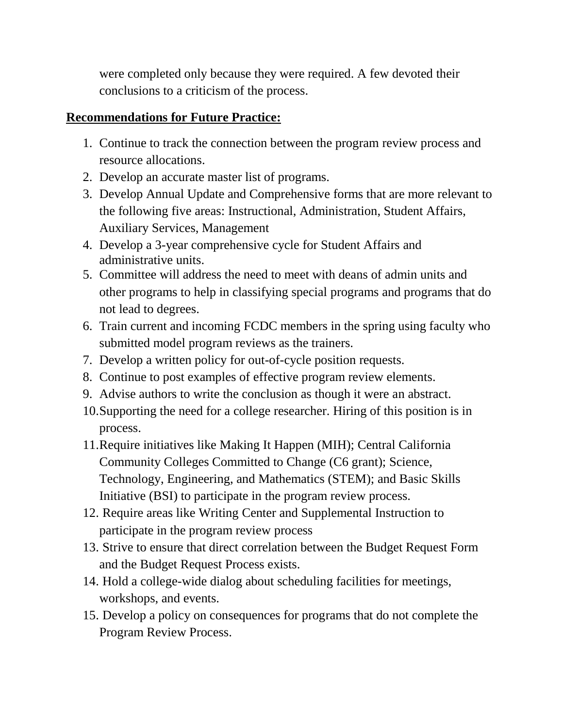were completed only because they were required. A few devoted their conclusions to a criticism of the process.

**Recommendations for Future Practice:**

1. Continue to track the connection between the program review process and resource allocations.
2. Develop an accurate master list of programs.
3. Develop Annual Update and Comprehensive forms that are more relevant to the following five areas: Instructional, Administration, Student Affairs, Auxiliary Services, Management
4. Develop a 3-year comprehensive cycle for Student Affairs and administrative units.
5. Committee will address the need to meet with deans of admin units and other programs to help in classifying special programs and programs that do not lead to degrees.
6. Train current and incoming FCDC members in the spring using faculty who submitted model program reviews as the trainers.
7. Develop a written policy for out-of-cycle position requests.
8. Continue to post examples of effective program review elements.
9. Advise authors to write the conclusion as though it were an abstract.
10. Supporting the need for a college researcher. Hiring of this position is in process.
11. Require initiatives like Making It Happen (MIH); Central California Community Colleges Committed to Change (C6 grant); Science, Technology, Engineering, and Mathematics (STEM); and Basic Skills Initiative (BSI) to participate in the program review process.
12. Require areas like Writing Center and Supplemental Instruction to participate in the program review process
13. Strive to ensure that direct correlation between the Budget Request Form and the Budget Request Process exists.
14. Hold a college-wide dialog about scheduling facilities for meetings, workshops, and events.
15. Develop a policy on consequences for programs that do not complete the Program Review Process.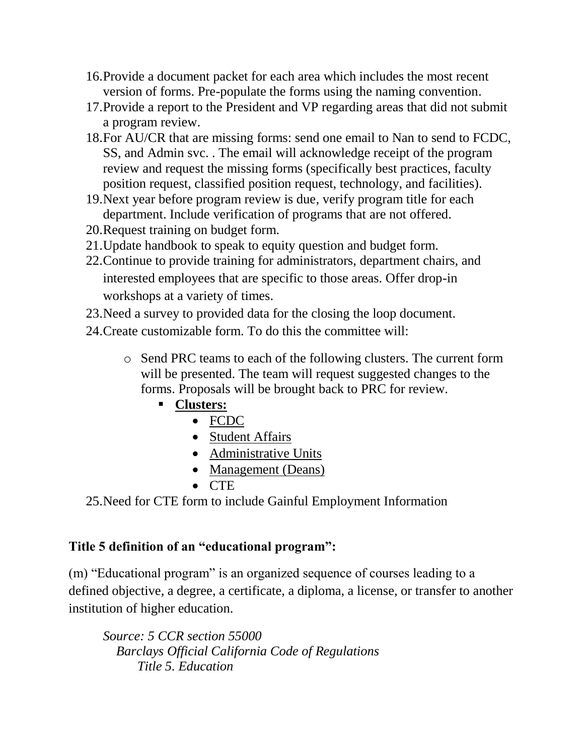16. Provide a document packet for each area which includes the most recent version of forms. Pre-populate the forms using the naming convention.
17. Provide a report to the President and VP regarding areas that did not submit a program review.
18. For AU/CR that are missing forms: send one email to Nan to send to FCDC, SS, and Admin svc. . The email will acknowledge receipt of the program review and request the missing forms (specifically best practices, faculty position request, classified position request, technology, and facilities).
19. Next year before program review is due, verify program title for each department. Include verification of programs that are not offered.
20. Request training on budget form.
21. Update handbook to speak to equity question and budget form.
22. Continue to provide training for administrators, department chairs, and interested employees that are specific to those areas. Offer drop-in workshops at a variety of times.
23. Need a survey to provided data for the closing the loop document.
24. Create customizable form. To do this the committee will:
    - Send PRC teams to each of the following clusters. The current form will be presented. The team will request suggested changes to the forms. Proposals will be brought back to PRC for review.
        - **Clusters:**
            - FCDC
            - Student Affairs
            - Administrative Units
            - Management (Deans)
            - CTE
25. Need for CTE form to include Gainful Employment Information

**Title 5 definition of an "educational program":**

(m) "Educational program" is an organized sequence of courses leading to a defined objective, a degree, a certificate, a diploma, a license, or transfer to another institution of higher education.

*Source: 5 CCR section 55000*
*Barclays Official California Code of Regulations*
*Title 5. Education*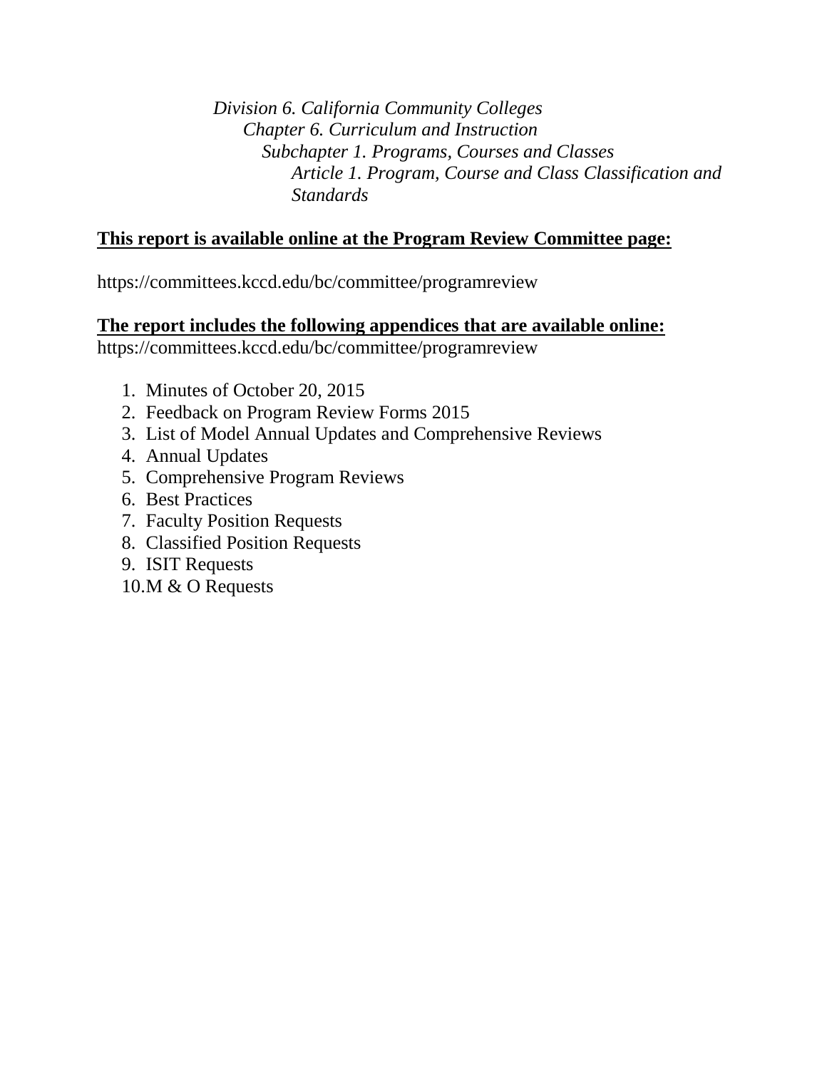*Division 6. California Community Colleges*
*Chapter 6. Curriculum and Instruction*
*Subchapter 1. Programs, Courses and Classes*
*Article 1. Program, Course and Class Classification and Standards*

**<u>This report is available online at the Program Review Committee page:</u>**

https://committees.kccd.edu/bc/committee/programreview

**<u>The report includes the following appendices that are available online:</u>**
https://committees.kccd.edu/bc/committee/programreview

1. Minutes of October 20, 2015
2. Feedback on Program Review Forms 2015
3. List of Model Annual Updates and Comprehensive Reviews
4. Annual Updates
5. Comprehensive Program Reviews
6. Best Practices
7. Faculty Position Requests
8. Classified Position Requests
9. ISIT Requests
10. M & O Requests